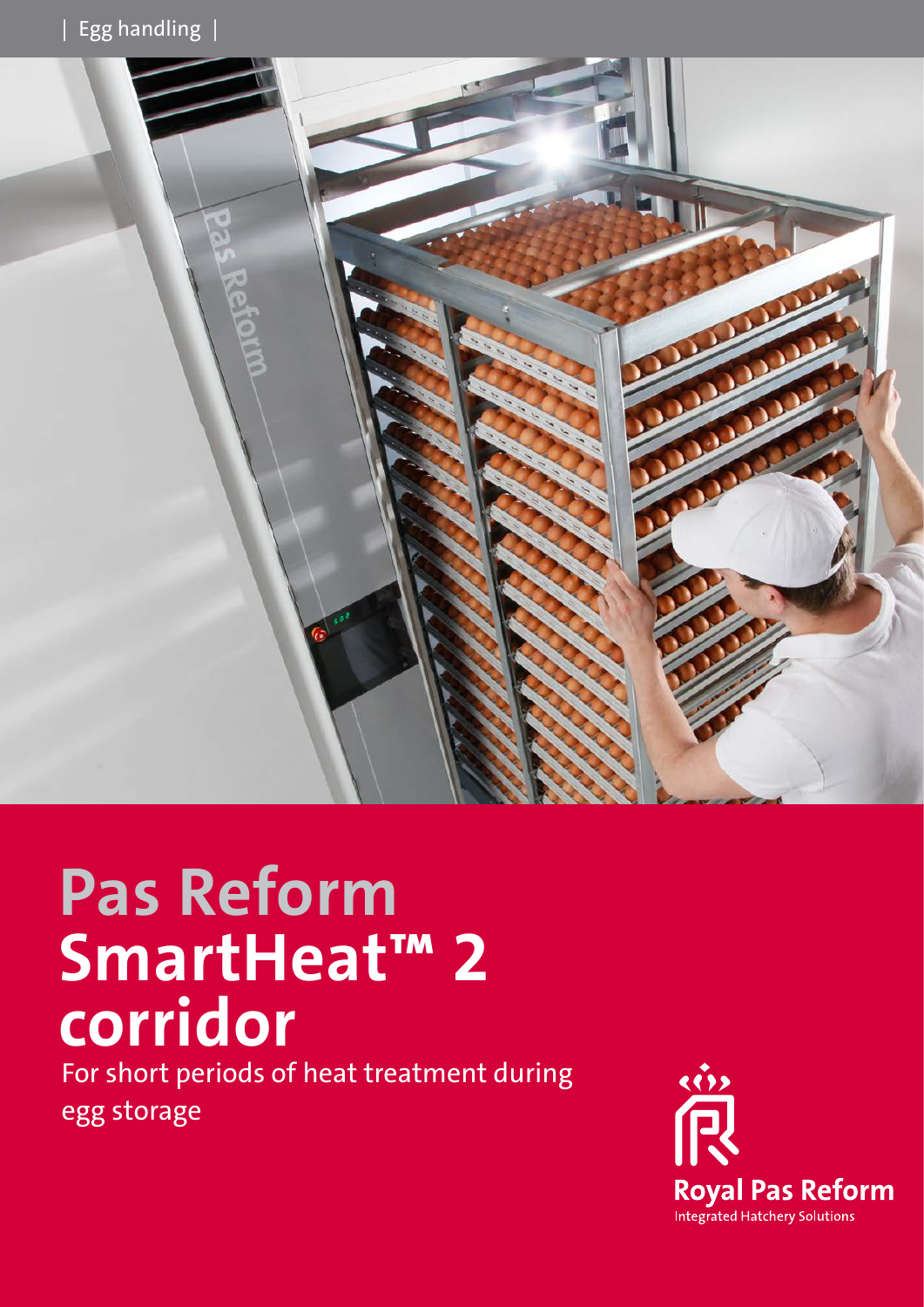| Egg handling |

# Pas Reform SmartHeat™ 2 corridor

For short periods of heat treatment during egg storage

Royal Pas Reform
Integrated Hatchery Solutions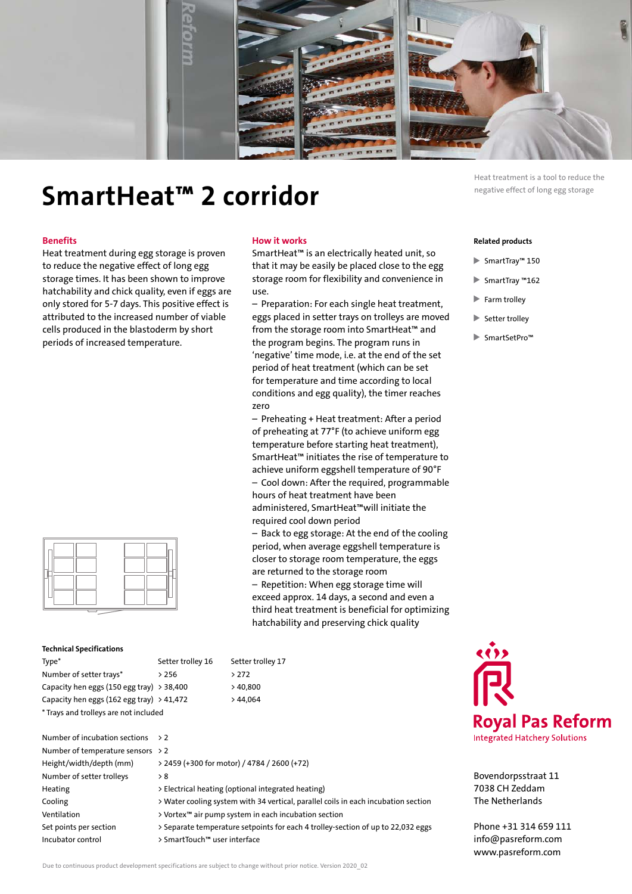# SmartHeat™ 2 corridor

Heat treatment is a tool to reduce the negative effect of long egg storage

## Benefits

Heat treatment during egg storage is proven to reduce the negative effect of long egg storage times. It has been shown to improve hatchability and chick quality, even if eggs are only stored for 5-7 days. This positive effect is attributed to the increased number of viable cells produced in the blastoderm by short periods of increased temperature.

## How it works

SmartHeat™ is an electrically heated unit, so that it may be easily be placed close to the egg storage room for flexibility and convenience in use.

– Preparation: For each single heat treatment, eggs placed in setter trays on trolleys are moved from the storage room into SmartHeat™ and the program begins. The program runs in 'negative' time mode, i.e. at the end of the set period of heat treatment (which can be set for temperature and time according to local conditions and egg quality), the timer reaches zero

– Preheating + Heat treatment: After a period of preheating at 77°F (to achieve uniform egg temperature before starting heat treatment), SmartHeat™ initiates the rise of temperature to achieve uniform eggshell temperature of 90°F

– Cool down: After the required, programmable hours of heat treatment have been administered, SmartHeat™will initiate the required cool down period

– Back to egg storage: At the end of the cooling period, when average eggshell temperature is closer to storage room temperature, the eggs are returned to the storage room

– Repetition: When egg storage time will exceed approx. 14 days, a second and even a third heat treatment is beneficial for optimizing hatchability and preserving chick quality

### Related products

- SmartTray™ 150
- SmartTray ™162
- Farm trolley
- Setter trolley
- SmartSetPro™

### Technical Specifications

| | | |
|---|---|---|
| Type* | Setter trolley 16 | Setter trolley 17 |
| Number of setter trays* | > 256 | > 272 |
| Capacity hen eggs (150 egg tray) | > 38,400 | > 40,800 |
| Capacity hen eggs (162 egg tray) | > 41,472 | > 44,064 |

\* Trays and trolleys are not included

| | |
|---|---|
| Number of incubation sections | > 2 |
| Number of temperature sensors | > 2 |
| Height/width/depth (mm) | > 2459 (+300 for motor) / 4784 / 2600 (+72) |
| Number of setter trolleys | > 8 |
| Heating | > Electrical heating (optional integrated heating) |
| Cooling | > Water cooling system with 34 vertical, parallel coils in each incubation section |
| Ventilation | > Vortex™ air pump system in each incubation section |
| Set points per section | > Separate temperature setpoints for each 4 trolley-section of up to 22,032 eggs |
| Incubator control | > SmartTouch™ user interface |

**Royal Pas Reform**
Integrated Hatchery Solutions

Bovendorpsstraat 11
7038 CH Zeddam
The Netherlands

Phone +31 314 659 111
info@pasreform.com
www.pasreform.com

Due to continuous product development specifications are subject to change without prior notice. Version 2020_02